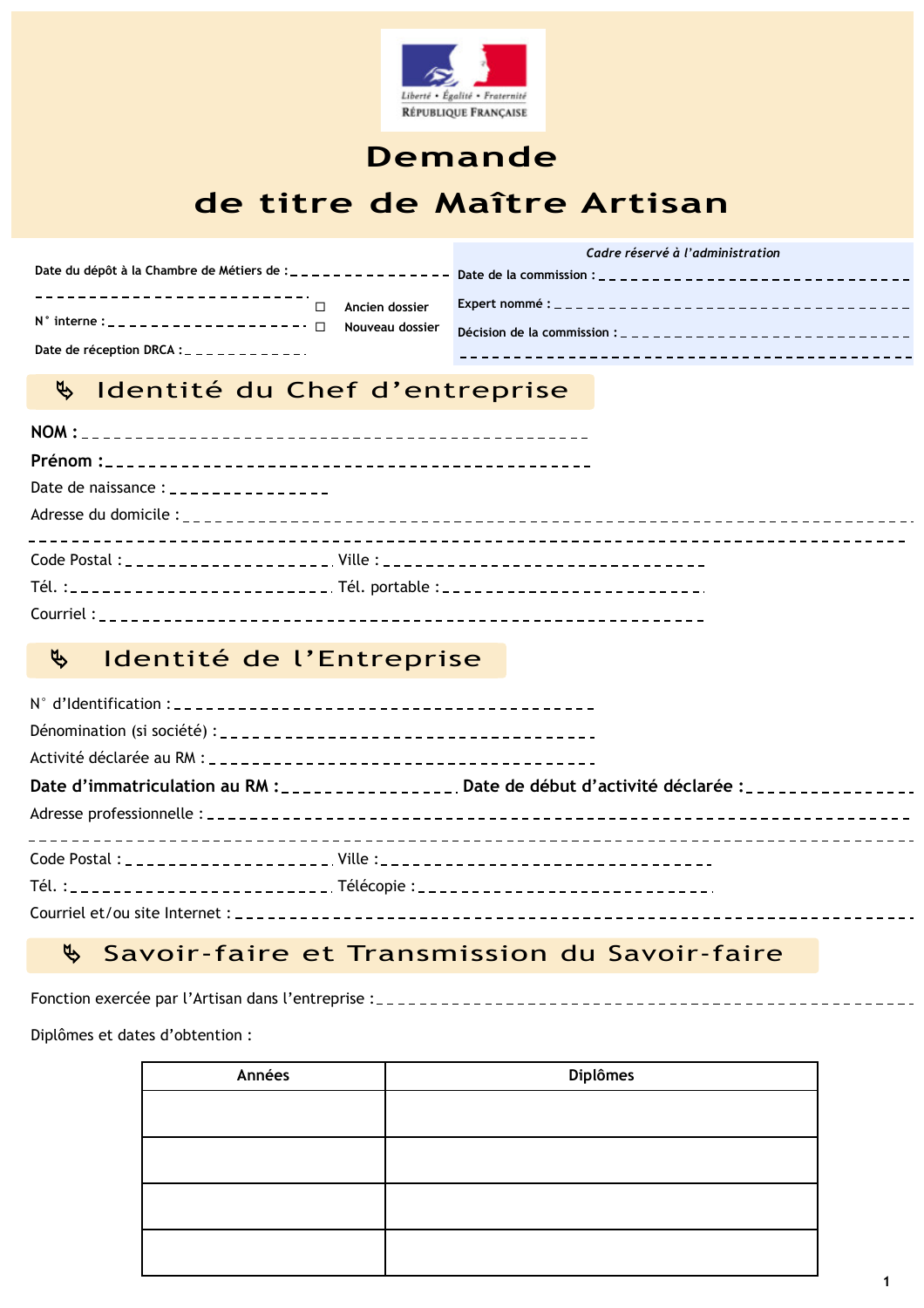Liberté • Égalité • Fraternité
RÉPUBLIQUE FRANÇAISE

# Demande de titre de Maître Artisan

Date du dépôt à la Chambre de Métiers de : ______________

______________________________

N° interne : ____________________

☐ Ancien dossier

☐ Nouveau dossier

Date de réception DRCA : ____________

*Cadre réservé à l'administration*

Date de la commission : ______________________________

Expert nommé : ______________________________

Décision de la commission : ______________________________

______________________________

## Identité du Chef d'entreprise

**NOM :** ______________________________

**Prénom :** ______________________________

Date de naissance : ______________

Adresse du domicile : ______________________________

______________________________

Code Postal : ____________________ Ville : ______________________________

Tél. : ______________________ Tél. portable : ______________________

Courriel : ______________________________

## Identité de l'Entreprise

N° d'Identification : ______________________________

Dénomination (si société) : ______________________________

Activité déclarée au RM : ______________________________

**Date d'immatriculation au RM :** ______________ **Date de début d'activité déclarée :** ______________

Adresse professionnelle : ______________________________

______________________________

Code Postal : ____________________ Ville : ______________________________

Tél. : ______________________ Télécopie : ______________________

Courriel et/ou site Internet : ______________________________

## Savoir-faire et Transmission du Savoir-faire

Fonction exercée par l'Artisan dans l'entreprise : ______________________________

Diplômes et dates d'obtention :

| Années | Diplômes |
|---|---|
| | |
| | |
| | |
| | |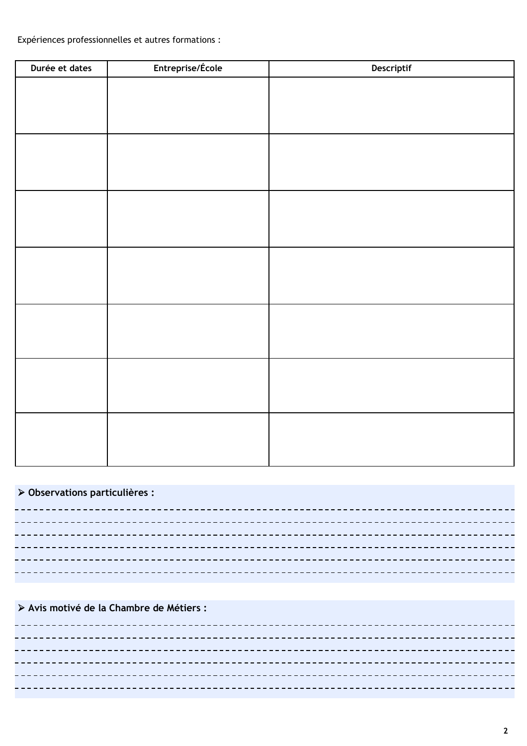Expériences professionnelles et autres formations :

| Durée et dates | Entreprise/École | Descriptif |
| --- | --- | --- |
| | | |
| | | |
| | | |
| | | |
| | | |
| | | |
| | | |

➢ **Observations particulières :**

---

➢ **Avis motivé de la Chambre de Métiers :**

---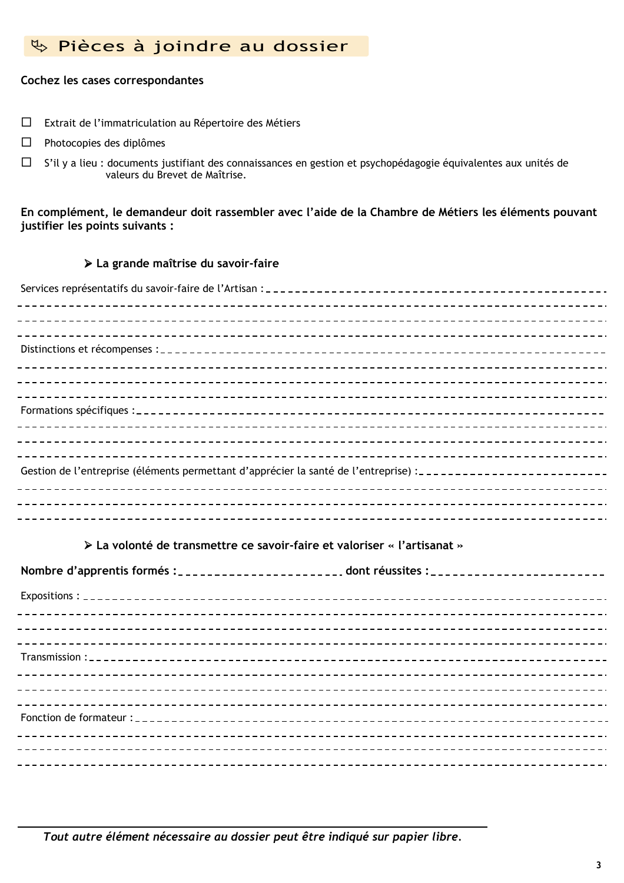## ↬ Pièces à joindre au dossier

**Cochez les cases correspondantes**

- ☐ Extrait de l'immatriculation au Répertoire des Métiers
- ☐ Photocopies des diplômes
- ☐ S'il y a lieu : documents justifiant des connaissances en gestion et psychopédagogie équivalentes aux unités de valeurs du Brevet de Maîtrise.

**En complément, le demandeur doit rassembler avec l'aide de la Chambre de Métiers les éléments pouvant justifier les points suivants :**

### ➢ La grande maîtrise du savoir-faire

Services représentatifs du savoir-faire de l'Artisan : ______________________________

______________________________

______________________________

______________________________

Distinctions et récompenses : ______________________________

______________________________

______________________________

______________________________

Formations spécifiques : ______________________________

______________________________

______________________________

______________________________

Gestion de l'entreprise (éléments permettant d'apprécier la santé de l'entreprise) : ______________________________

______________________________

______________________________

______________________________

### ➢ La volonté de transmettre ce savoir-faire et valoriser « l'artisanat »

**Nombre d'apprentis formés :** ______________________ **dont réussites :** ______________________

Expositions : ______________________________

______________________________

______________________________

______________________________

Transmission : ______________________________

______________________________

______________________________

______________________________

Fonction de formateur : ______________________________

______________________________

______________________________

______________________________

*Tout autre élément nécessaire au dossier peut être indiqué sur papier libre.*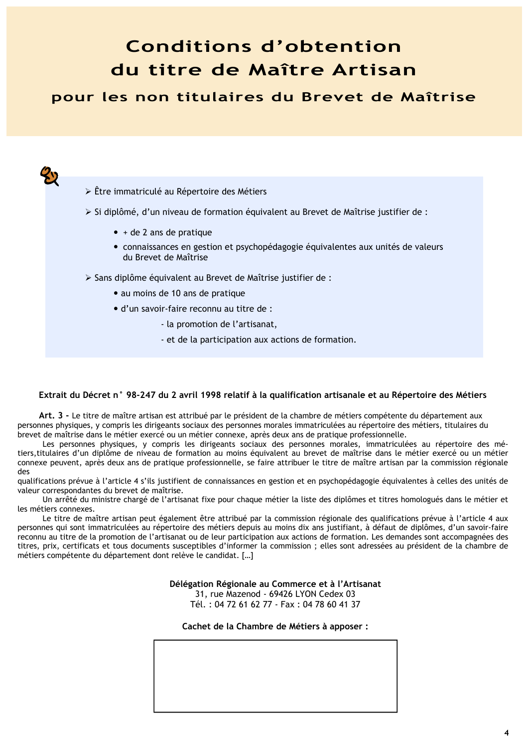# Conditions d'obtention du titre de Maître Artisan

## pour les non titulaires du Brevet de Maîtrise

- Être immatriculé au Répertoire des Métiers
- Si diplômé, d'un niveau de formation équivalent au Brevet de Maîtrise justifier de :
  - + de 2 ans de pratique
  - connaissances en gestion et psychopédagogie équivalentes aux unités de valeurs du Brevet de Maîtrise
- Sans diplôme équivalent au Brevet de Maîtrise justifier de :
  - au moins de 10 ans de pratique
  - d'un savoir-faire reconnu au titre de :
    - la promotion de l'artisanat,
    - et de la participation aux actions de formation.

**Extrait du Décret n° 98-247 du 2 avril 1998 relatif à la qualification artisanale et au Répertoire des Métiers**

**Art. 3 -** Le titre de maître artisan est attribué par le président de la chambre de métiers compétente du département aux personnes physiques, y compris les dirigeants sociaux des personnes morales immatriculées au répertoire des métiers, titulaires du brevet de maîtrise dans le métier exercé ou un métier connexe, après deux ans de pratique professionnelle.

Les personnes physiques, y compris les dirigeants sociaux des personnes morales, immatriculées au répertoire des métiers,titulaires d'un diplôme de niveau de formation au moins équivalent au brevet de maîtrise dans le métier exercé ou un métier connexe peuvent, après deux ans de pratique professionnelle, se faire attribuer le titre de maître artisan par la commission régionale des qualifications prévue à l'article 4 s'ils justifient de connaissances en gestion et en psychopédagogie équivalentes à celles des unités de valeur correspondantes du brevet de maîtrise.

Un arrêté du ministre chargé de l'artisanat fixe pour chaque métier la liste des diplômes et titres homologués dans le métier et les métiers connexes.

Le titre de maître artisan peut également être attribué par la commission régionale des qualifications prévue à l'article 4 aux personnes qui sont immatriculées au répertoire des métiers depuis au moins dix ans justifiant, à défaut de diplômes, d'un savoir-faire reconnu au titre de la promotion de l'artisanat ou de leur participation aux actions de formation. Les demandes sont accompagnées des titres, prix, certificats et tous documents susceptibles d'informer la commission ; elles sont adressées au président de la chambre de métiers compétente du département dont relève le candidat. […]

**Délégation Régionale au Commerce et à l'Artisanat**
31, rue Mazenod - 69426 LYON Cedex 03
Tél. : 04 72 61 62 77 - Fax : 04 78 60 41 37

**Cachet de la Chambre de Métiers à apposer :**